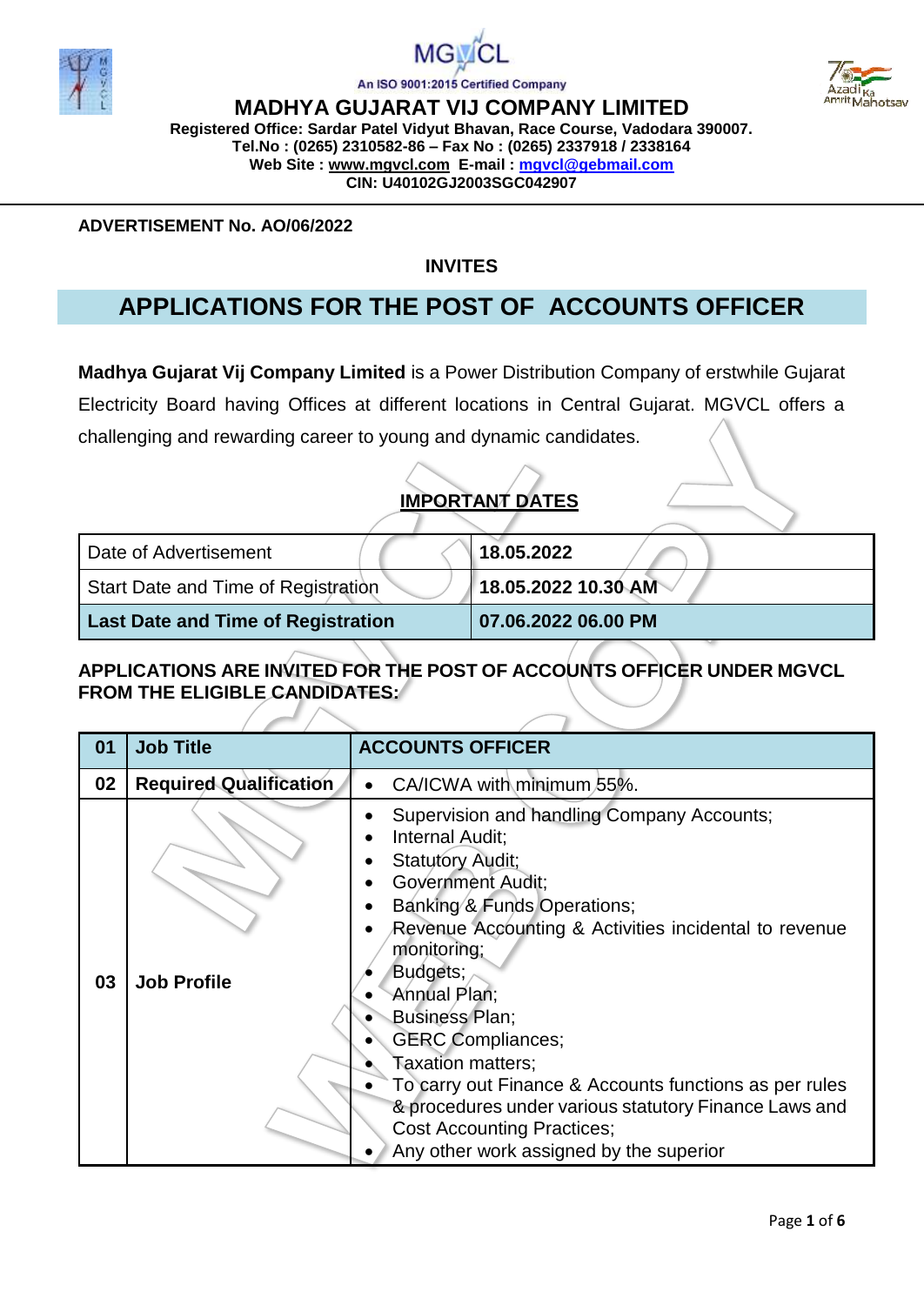An ISO 9001:2015 Certified Company

# MADHYA GUJARAT VIJ COMPANY LIMITED

**Registered Office: Sardar Patel Vidyut Bhavan, Race Course, Vadodara 390007.**
**Tel.No : (0265) 2310582-86 – Fax No : (0265) 2337918 / 2338164**
**Web Site : www.mgvcl.com E-mail : mgvcl@gebmail.com**
**CIN: U40102GJ2003SGC042907**

**ADVERTISEMENT No. AO/06/2022**

**INVITES**

## APPLICATIONS FOR THE POST OF ACCOUNTS OFFICER

**Madhya Gujarat Vij Company Limited** is a Power Distribution Company of erstwhile Gujarat Electricity Board having Offices at different locations in Central Gujarat. MGVCL offers a challenging and rewarding career to young and dynamic candidates.

### IMPORTANT DATES

| Date of Advertisement | **18.05.2022** |
|---|---|
| Start Date and Time of Registration | **18.05.2022 10.30 AM** |
| **Last Date and Time of Registration** | **07.06.2022 06.00 PM** |

**APPLICATIONS ARE INVITED FOR THE POST OF ACCOUNTS OFFICER UNDER MGVCL FROM THE ELIGIBLE CANDIDATES:**

| 01 | Job Title | ACCOUNTS OFFICER |
|---|---|---|
| 02 | **Required Qualification** | • CA/ICWA with minimum 55%. |
| 03 | **Job Profile** | • Supervision and handling Company Accounts;<br>• Internal Audit;<br>• Statutory Audit;<br>• Government Audit;<br>• Banking & Funds Operations;<br>• Revenue Accounting & Activities incidental to revenue monitoring;<br>• Budgets;<br>• Annual Plan;<br>• Business Plan;<br>• GERC Compliances;<br>• Taxation matters;<br>• To carry out Finance & Accounts functions as per rules & procedures under various statutory Finance Laws and Cost Accounting Practices;<br>• Any other work assigned by the superior |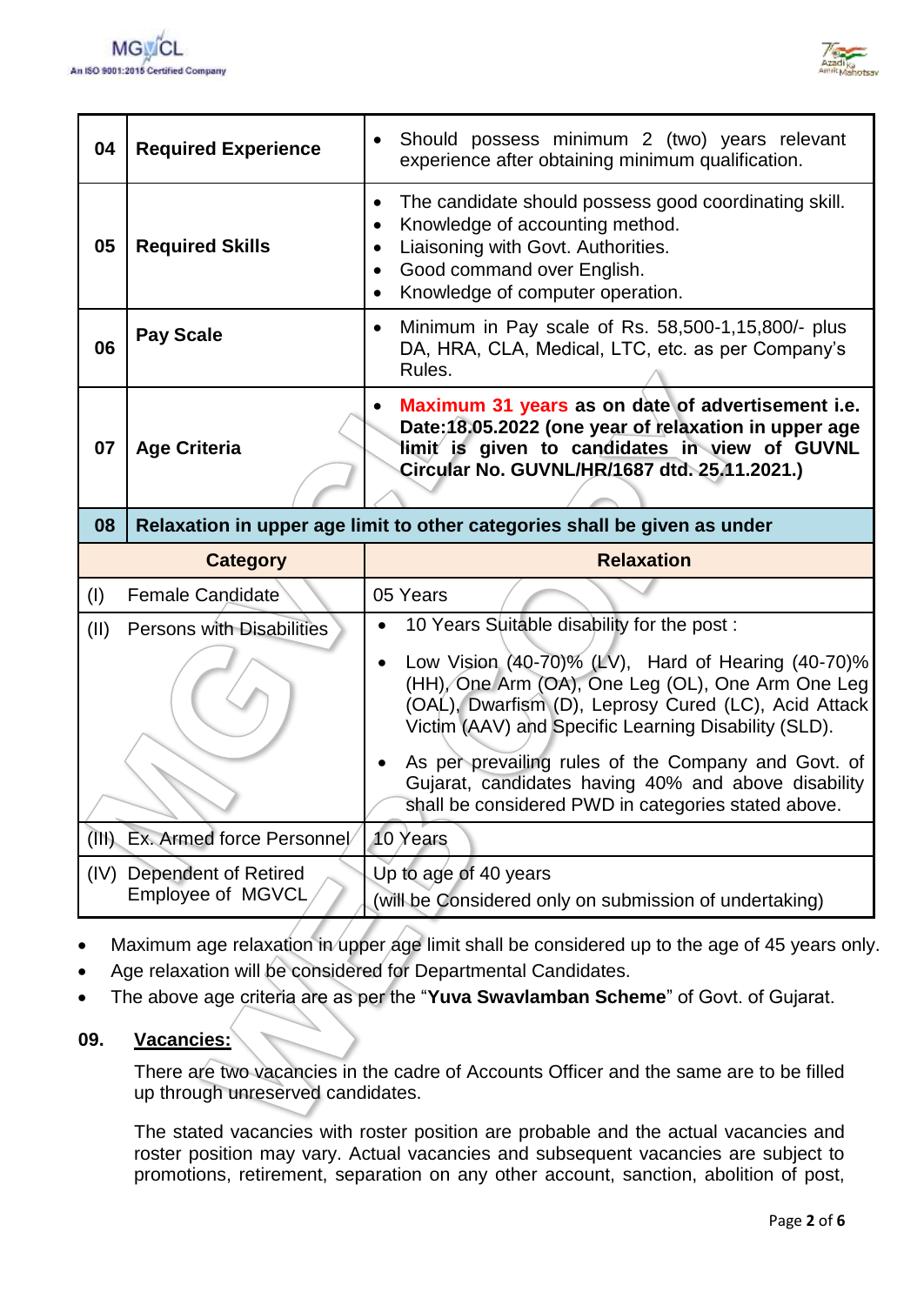| 04 | **Required Experience** | • Should possess minimum 2 (two) years relevant experience after obtaining minimum qualification. |
|---|---|---|
| 05 | **Required Skills** | • The candidate should possess good coordinating skill.<br>• Knowledge of accounting method.<br>• Liaisoning with Govt. Authorities.<br>• Good command over English.<br>• Knowledge of computer operation. |
| 06 | **Pay Scale** | • Minimum in Pay scale of Rs. 58,500-1,15,800/- plus DA, HRA, CLA, Medical, LTC, etc. as per Company's Rules. |
| 07 | **Age Criteria** | • **Maximum 31 years as on date of advertisement i.e. Date:18.05.2022 (one year of relaxation in upper age limit is given to candidates in view of GUVNL Circular No. GUVNL/HR/1687 dtd. 25.11.2021.)** |
| 08 | **Relaxation in upper age limit to other categories shall be given as under** | |

| Category | Relaxation |
|---|---|
| (I) Female Candidate | 05 Years |
| (II) Persons with Disabilities | • 10 Years Suitable disability for the post :<br>• Low Vision (40-70)% (LV), Hard of Hearing (40-70)% (HH), One Arm (OA), One Leg (OL), One Arm One Leg (OAL), Dwarfism (D), Leprosy Cured (LC), Acid Attack Victim (AAV) and Specific Learning Disability (SLD).<br>• As per prevailing rules of the Company and Govt. of Gujarat, candidates having 40% and above disability shall be considered PWD in categories stated above. |
| (III) Ex. Armed force Personnel | 10 Years |
| (IV) Dependent of Retired Employee of MGVCL | Up to age of 40 years<br>(will be Considered only on submission of undertaking) |

- Maximum age relaxation in upper age limit shall be considered up to the age of 45 years only.
- Age relaxation will be considered for Departmental Candidates.
- The above age criteria are as per the "**Yuva Swavlamban Scheme**" of Govt. of Gujarat.

**09. <u>Vacancies:</u>**

There are two vacancies in the cadre of Accounts Officer and the same are to be filled up through unreserved candidates.

The stated vacancies with roster position are probable and the actual vacancies and roster position may vary. Actual vacancies and subsequent vacancies are subject to promotions, retirement, separation on any other account, sanction, abolition of post,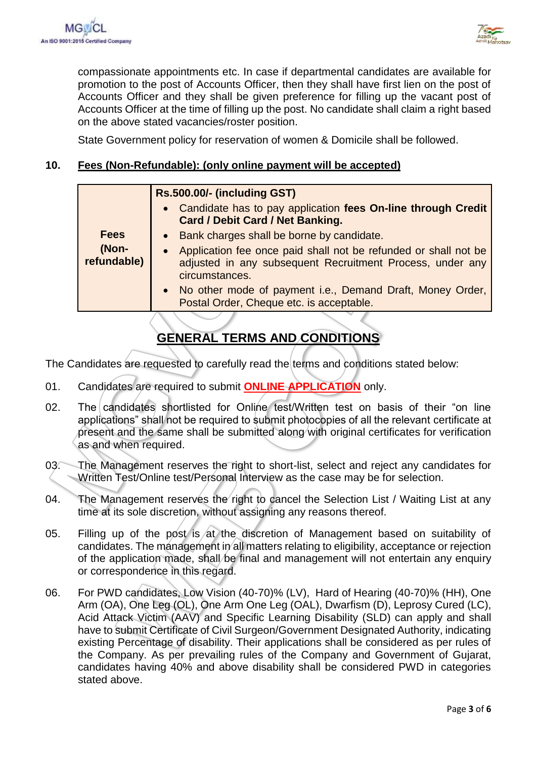compassionate appointments etc. In case if departmental candidates are available for promotion to the post of Accounts Officer, then they shall have first lien on the post of Accounts Officer and they shall be given preference for filling up the vacant post of Accounts Officer at the time of filling up the post. No candidate shall claim a right based on the above stated vacancies/roster position.

State Government policy for reservation of women & Domicile shall be followed.

**10. Fees (Non-Refundable): (only online payment will be accepted)**

| | |
|---|---|
| **Fees (Non-refundable)** | **Rs.500.00/- (including GST)**<br>• Candidate has to pay application **fees On-line through Credit Card / Debit Card / Net Banking.**<br>• Bank charges shall be borne by candidate.<br>• Application fee once paid shall not be refunded or shall not be adjusted in any subsequent Recruitment Process, under any circumstances.<br>• No other mode of payment i.e., Demand Draft, Money Order, Postal Order, Cheque etc. is acceptable. |

## GENERAL TERMS AND CONDITIONS

The Candidates are requested to carefully read the terms and conditions stated below:

01. Candidates are required to submit **ONLINE APPLICATION** only.

02. The candidates shortlisted for Online test/Written test on basis of their "on line applications" shall not be required to submit photocopies of all the relevant certificate at present and the same shall be submitted along with original certificates for verification as and when required.

03. The Management reserves the right to short-list, select and reject any candidates for Written Test/Online test/Personal Interview as the case may be for selection.

04. The Management reserves the right to cancel the Selection List / Waiting List at any time at its sole discretion, without assigning any reasons thereof.

05. Filling up of the post is at the discretion of Management based on suitability of candidates. The management in all matters relating to eligibility, acceptance or rejection of the application made, shall be final and management will not entertain any enquiry or correspondence in this regard.

06. For PWD candidates, Low Vision (40-70)% (LV), Hard of Hearing (40-70)% (HH), One Arm (OA), One Leg (OL), One Arm One Leg (OAL), Dwarfism (D), Leprosy Cured (LC), Acid Attack Victim (AAV) and Specific Learning Disability (SLD) can apply and shall have to submit Certificate of Civil Surgeon/Government Designated Authority, indicating existing Percentage of disability. Their applications shall be considered as per rules of the Company. As per prevailing rules of the Company and Government of Gujarat, candidates having 40% and above disability shall be considered PWD in categories stated above.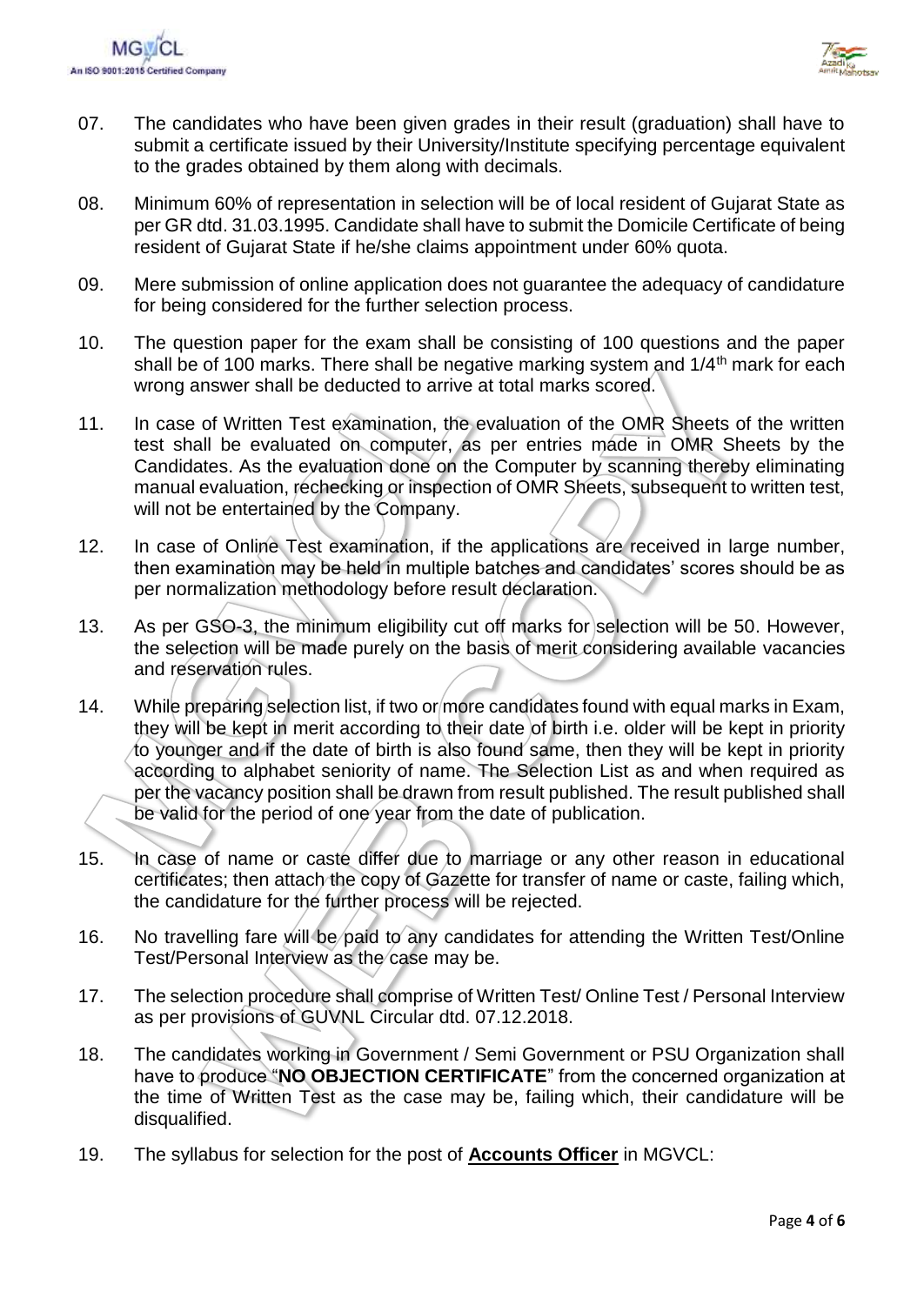07. The candidates who have been given grades in their result (graduation) shall have to submit a certificate issued by their University/Institute specifying percentage equivalent to the grades obtained by them along with decimals.

08. Minimum 60% of representation in selection will be of local resident of Gujarat State as per GR dtd. 31.03.1995. Candidate shall have to submit the Domicile Certificate of being resident of Gujarat State if he/she claims appointment under 60% quota.

09. Mere submission of online application does not guarantee the adequacy of candidature for being considered for the further selection process.

10. The question paper for the exam shall be consisting of 100 questions and the paper shall be of 100 marks. There shall be negative marking system and 1/4th mark for each wrong answer shall be deducted to arrive at total marks scored.

11. In case of Written Test examination, the evaluation of the OMR Sheets of the written test shall be evaluated on computer, as per entries made in OMR Sheets by the Candidates. As the evaluation done on the Computer by scanning thereby eliminating manual evaluation, rechecking or inspection of OMR Sheets, subsequent to written test, will not be entertained by the Company.

12. In case of Online Test examination, if the applications are received in large number, then examination may be held in multiple batches and candidates' scores should be as per normalization methodology before result declaration.

13. As per GSO-3, the minimum eligibility cut off marks for selection will be 50. However, the selection will be made purely on the basis of merit considering available vacancies and reservation rules.

14. While preparing selection list, if two or more candidates found with equal marks in Exam, they will be kept in merit according to their date of birth i.e. older will be kept in priority to younger and if the date of birth is also found same, then they will be kept in priority according to alphabet seniority of name. The Selection List as and when required as per the vacancy position shall be drawn from result published. The result published shall be valid for the period of one year from the date of publication.

15. In case of name or caste differ due to marriage or any other reason in educational certificates; then attach the copy of Gazette for transfer of name or caste, failing which, the candidature for the further process will be rejected.

16. No travelling fare will be paid to any candidates for attending the Written Test/Online Test/Personal Interview as the case may be.

17. The selection procedure shall comprise of Written Test/ Online Test / Personal Interview as per provisions of GUVNL Circular dtd. 07.12.2018.

18. The candidates working in Government / Semi Government or PSU Organization shall have to produce "**NO OBJECTION CERTIFICATE**" from the concerned organization at the time of Written Test as the case may be, failing which, their candidature will be disqualified.

19. The syllabus for selection for the post of **<u>Accounts Officer</u>** in MGVCL: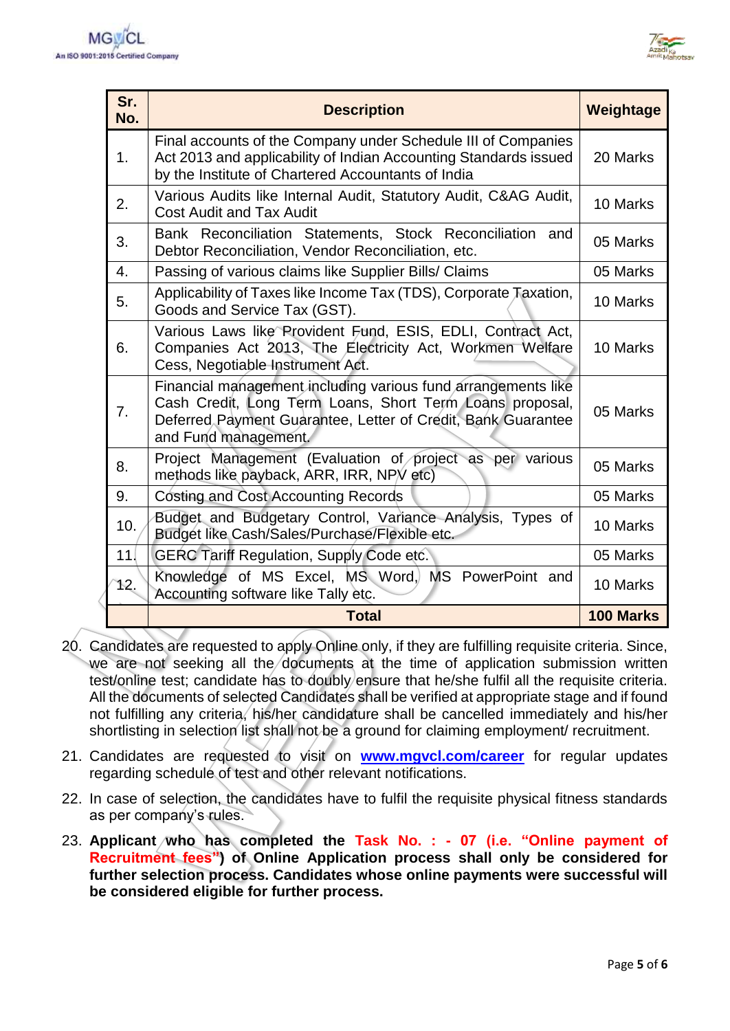| Sr. No. | Description | Weightage |
|---|---|---|
| 1. | Final accounts of the Company under Schedule III of Companies Act 2013 and applicability of Indian Accounting Standards issued by the Institute of Chartered Accountants of India | 20 Marks |
| 2. | Various Audits like Internal Audit, Statutory Audit, C&AG Audit, Cost Audit and Tax Audit | 10 Marks |
| 3. | Bank Reconciliation Statements, Stock Reconciliation and Debtor Reconciliation, Vendor Reconciliation, etc. | 05 Marks |
| 4. | Passing of various claims like Supplier Bills/ Claims | 05 Marks |
| 5. | Applicability of Taxes like Income Tax (TDS), Corporate Taxation, Goods and Service Tax (GST). | 10 Marks |
| 6. | Various Laws like Provident Fund, ESIS, EDLI, Contract Act, Companies Act 2013, The Electricity Act, Workmen Welfare Cess, Negotiable Instrument Act. | 10 Marks |
| 7. | Financial management including various fund arrangements like Cash Credit, Long Term Loans, Short Term Loans proposal, Deferred Payment Guarantee, Letter of Credit, Bank Guarantee and Fund management. | 05 Marks |
| 8. | Project Management (Evaluation of project as per various methods like payback, ARR, IRR, NPV etc) | 05 Marks |
| 9. | Costing and Cost Accounting Records | 05 Marks |
| 10. | Budget and Budgetary Control, Variance Analysis, Types of Budget like Cash/Sales/Purchase/Flexible etc. | 10 Marks |
| 11. | GERC Tariff Regulation, Supply Code etc. | 05 Marks |
| 12. | Knowledge of MS Excel, MS Word, MS PowerPoint and Accounting software like Tally etc. | 10 Marks |
| | **Total** | **100 Marks** |

20. Candidates are requested to apply Online only, if they are fulfilling requisite criteria. Since, we are not seeking all the documents at the time of application submission written test/online test; candidate has to doubly ensure that he/she fulfil all the requisite criteria. All the documents of selected Candidates shall be verified at appropriate stage and if found not fulfilling any criteria, his/her candidature shall be cancelled immediately and his/her shortlisting in selection list shall not be a ground for claiming employment/ recruitment.
21. Candidates are requested to visit on **www.mgvcl.com/career** for regular updates regarding schedule of test and other relevant notifications.
22. In case of selection, the candidates have to fulfil the requisite physical fitness standards as per company's rules.
23. **Applicant who has completed the Task No. : - 07 (i.e. "Online payment of Recruitment fees") of Online Application process shall only be considered for further selection process. Candidates whose online payments were successful will be considered eligible for further process.**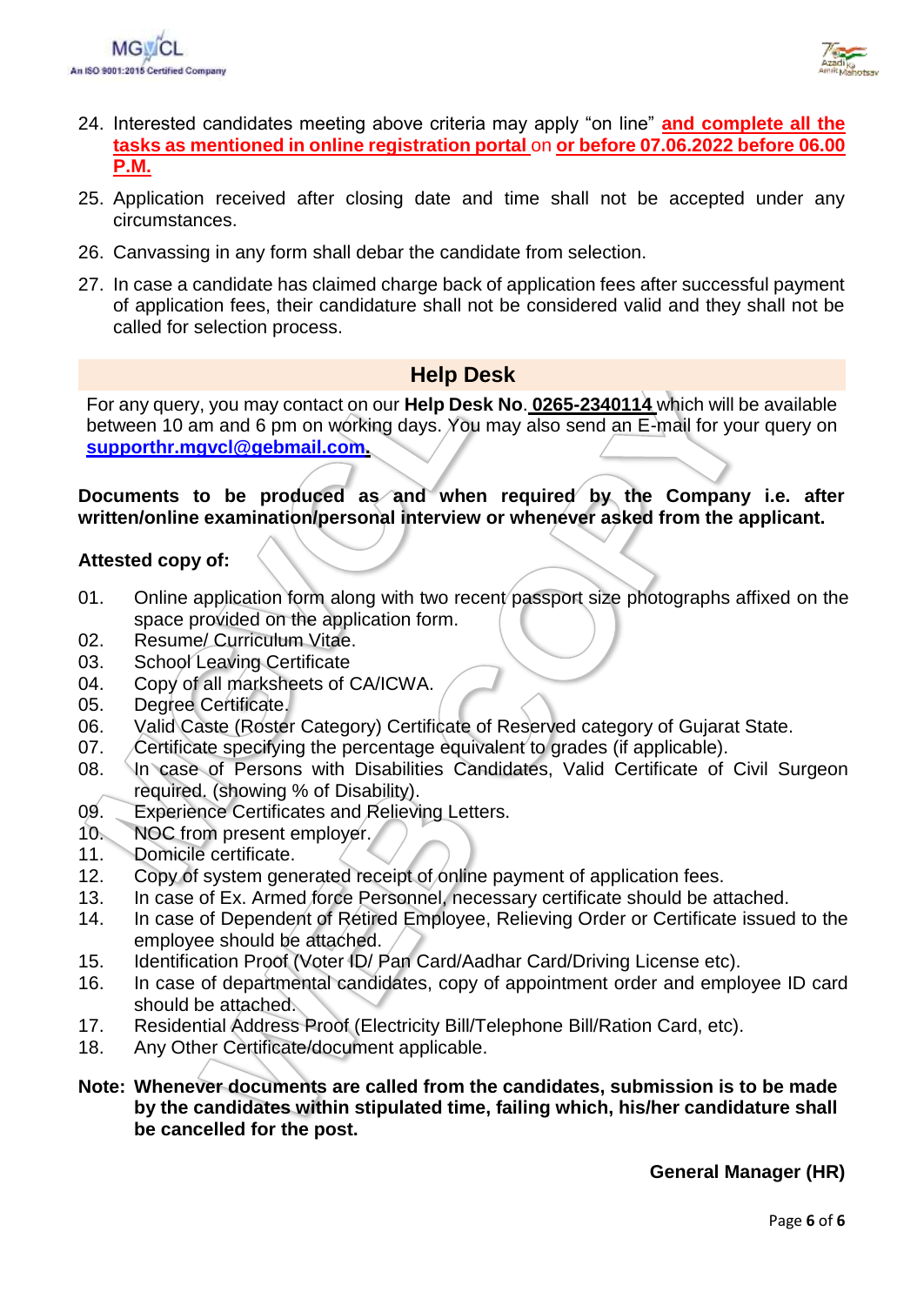24. Interested candidates meeting above criteria may apply "on line" **and complete all the tasks as mentioned in online registration portal** on **or before 07.06.2022 before 06.00 P.M.**
25. Application received after closing date and time shall not be accepted under any circumstances.
26. Canvassing in any form shall debar the candidate from selection.
27. In case a candidate has claimed charge back of application fees after successful payment of application fees, their candidature shall not be considered valid and they shall not be called for selection process.

## Help Desk

For any query, you may contact on our **Help Desk No. 0265-2340114** which will be available between 10 am and 6 pm on working days. You may also send an E-mail for your query on **supporthr.mgvcl@gebmail.com.**

**Documents to be produced as and when required by the Company i.e. after written/online examination/personal interview or whenever asked from the applicant.**

**Attested copy of:**

01. Online application form along with two recent passport size photographs affixed on the space provided on the application form.
02. Resume/ Curriculum Vitae.
03. School Leaving Certificate
04. Copy of all marksheets of CA/ICWA.
05. Degree Certificate.
06. Valid Caste (Roster Category) Certificate of Reserved category of Gujarat State.
07. Certificate specifying the percentage equivalent to grades (if applicable).
08. In case of Persons with Disabilities Candidates, Valid Certificate of Civil Surgeon required. (showing % of Disability).
09. Experience Certificates and Relieving Letters.
10. NOC from present employer.
11. Domicile certificate.
12. Copy of system generated receipt of online payment of application fees.
13. In case of Ex. Armed force Personnel, necessary certificate should be attached.
14. In case of Dependent of Retired Employee, Relieving Order or Certificate issued to the employee should be attached.
15. Identification Proof (Voter ID/ Pan Card/Aadhar Card/Driving License etc).
16. In case of departmental candidates, copy of appointment order and employee ID card should be attached.
17. Residential Address Proof (Electricity Bill/Telephone Bill/Ration Card, etc).
18. Any Other Certificate/document applicable.

**Note: Whenever documents are called from the candidates, submission is to be made by the candidates within stipulated time, failing which, his/her candidature shall be cancelled for the post.**

**General Manager (HR)**